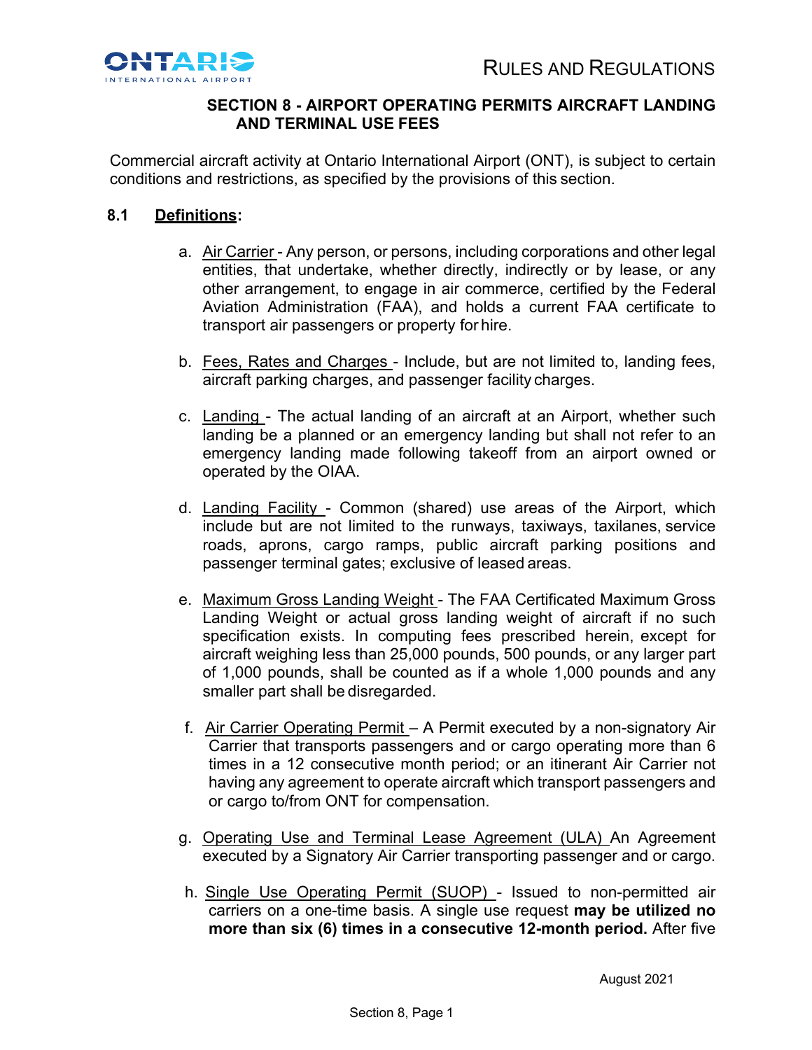### SECTION 8 - AIRPORT OPERATING PERMITS AIRCRAFT LANDING AND TERMINAL USE FEES

Commercial aircraft activity at Ontario International Airport (ONT), is subject to certain conditions and restrictions, as specified by the provisions of this section.

## 8.1 Definitions:

a. Air Carrier - Any person, or persons, including corporations and other legal entities, that undertake, whether directly, indirectly or by lease, or any other arrangement, to engage in air commerce, certified by the Federal Aviation Administration (FAA), and holds a current FAA certificate to transport air passengers or property for hire.

b. Fees, Rates and Charges - Include, but are not limited to, landing fees, aircraft parking charges, and passenger facility charges.

c. Landing - The actual landing of an aircraft at an Airport, whether such landing be a planned or an emergency landing but shall not refer to an emergency landing made following takeoff from an airport owned or operated by the OIAA.

d. Landing Facility - Common (shared) use areas of the Airport, which include but are not limited to the runways, taxiways, taxilanes, service roads, aprons, cargo ramps, public aircraft parking positions and passenger terminal gates; exclusive of leased areas.

e. Maximum Gross Landing Weight - The FAA Certificated Maximum Gross Landing Weight or actual gross landing weight of aircraft if no such specification exists. In computing fees prescribed herein, except for aircraft weighing less than 25,000 pounds, 500 pounds, or any larger part of 1,000 pounds, shall be counted as if a whole 1,000 pounds and any smaller part shall be disregarded.

f. Air Carrier Operating Permit – A Permit executed by a non-signatory Air Carrier that transports passengers and or cargo operating more than 6 times in a 12 consecutive month period; or an itinerant Air Carrier not having any agreement to operate aircraft which transport passengers and or cargo to/from ONT for compensation.

g. Operating Use and Terminal Lease Agreement (ULA) An Agreement executed by a Signatory Air Carrier transporting passenger and or cargo.

h. Single Use Operating Permit (SUOP) - Issued to non-permitted air carriers on a one-time basis. A single use request **may be utilized no more than six (6) times in a consecutive 12-month period.** After five

August 2021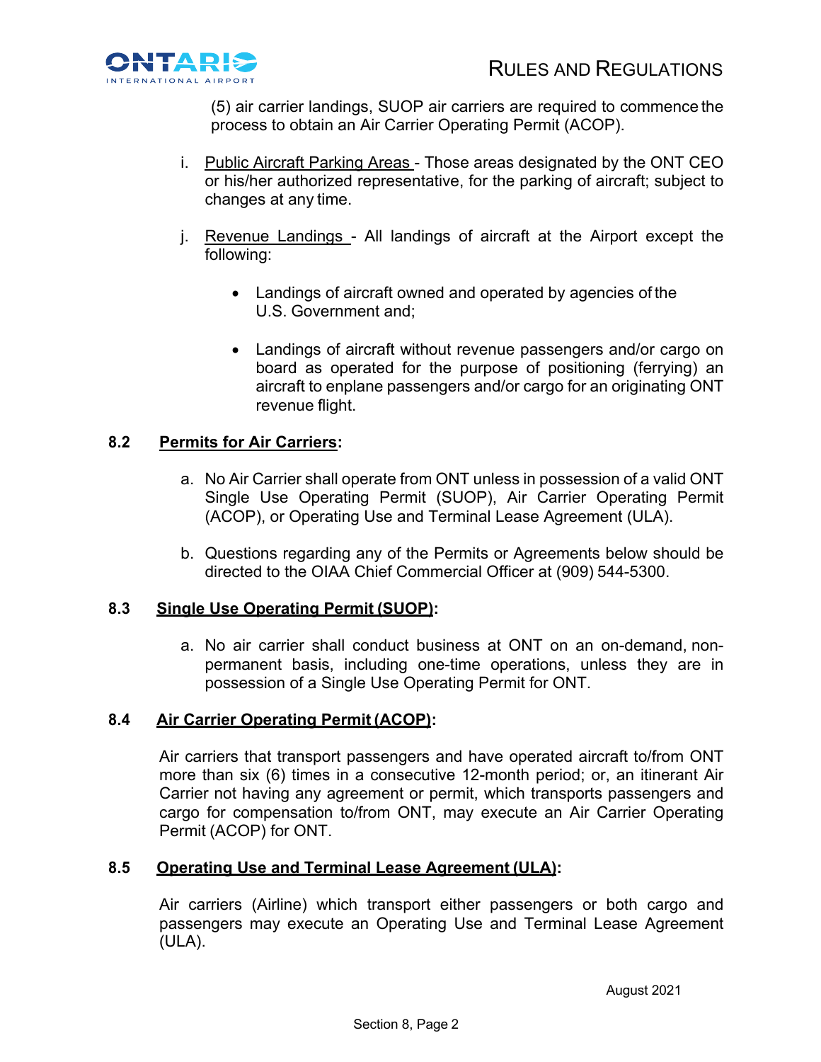(5) air carrier landings, SUOP air carriers are required to commence the process to obtain an Air Carrier Operating Permit (ACOP).

i. Public Aircraft Parking Areas - Those areas designated by the ONT CEO or his/her authorized representative, for the parking of aircraft; subject to changes at any time.

j. Revenue Landings - All landings of aircraft at the Airport except the following:

- Landings of aircraft owned and operated by agencies of the U.S. Government and;
- Landings of aircraft without revenue passengers and/or cargo on board as operated for the purpose of positioning (ferrying) an aircraft to enplane passengers and/or cargo for an originating ONT revenue flight.

## 8.2 Permits for Air Carriers:

a. No Air Carrier shall operate from ONT unless in possession of a valid ONT Single Use Operating Permit (SUOP), Air Carrier Operating Permit (ACOP), or Operating Use and Terminal Lease Agreement (ULA).

b. Questions regarding any of the Permits or Agreements below should be directed to the OIAA Chief Commercial Officer at (909) 544-5300.

## 8.3 Single Use Operating Permit (SUOP):

a. No air carrier shall conduct business at ONT on an on-demand, non-permanent basis, including one-time operations, unless they are in possession of a Single Use Operating Permit for ONT.

## 8.4 Air Carrier Operating Permit (ACOP):

Air carriers that transport passengers and have operated aircraft to/from ONT more than six (6) times in a consecutive 12-month period; or, an itinerant Air Carrier not having any agreement or permit, which transports passengers and cargo for compensation to/from ONT, may execute an Air Carrier Operating Permit (ACOP) for ONT.

## 8.5 Operating Use and Terminal Lease Agreement (ULA):

Air carriers (Airline) which transport either passengers or both cargo and passengers may execute an Operating Use and Terminal Lease Agreement (ULA).

August 2021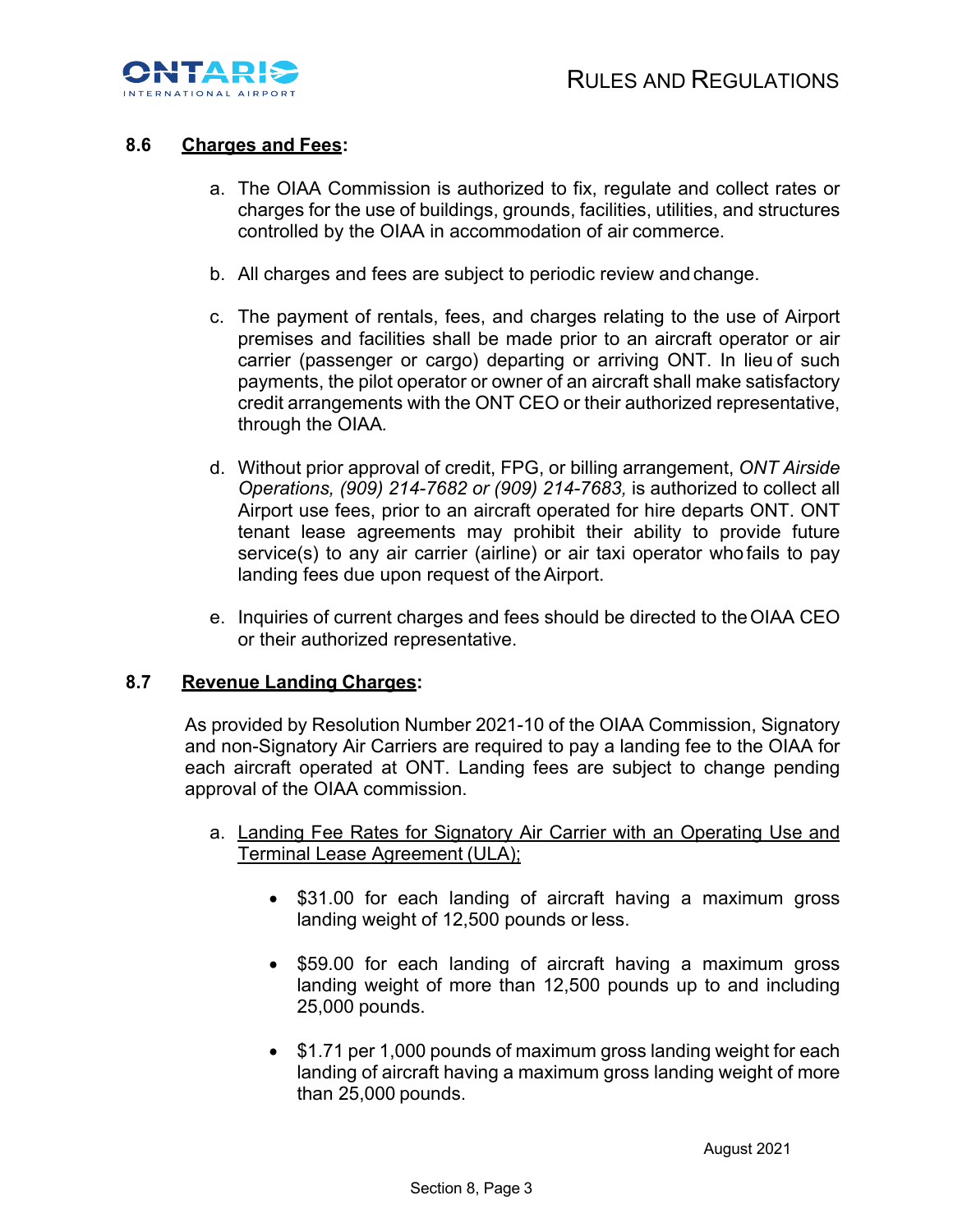### 8.6 **Charges and Fees**:

a. The OIAA Commission is authorized to fix, regulate and collect rates or charges for the use of buildings, grounds, facilities, utilities, and structures controlled by the OIAA in accommodation of air commerce.

b. All charges and fees are subject to periodic review and change.

c. The payment of rentals, fees, and charges relating to the use of Airport premises and facilities shall be made prior to an aircraft operator or air carrier (passenger or cargo) departing or arriving ONT. In lieu of such payments, the pilot operator or owner of an aircraft shall make satisfactory credit arrangements with the ONT CEO or their authorized representative, through the OIAA.

d. Without prior approval of credit, FPG, or billing arrangement, *ONT Airside Operations, (909) 214-7682 or (909) 214-7683,* is authorized to collect all Airport use fees, prior to an aircraft operated for hire departs ONT. ONT tenant lease agreements may prohibit their ability to provide future service(s) to any air carrier (airline) or air taxi operator who fails to pay landing fees due upon request of the Airport.

e. Inquiries of current charges and fees should be directed to the OIAA CEO or their authorized representative.

### 8.7 **Revenue Landing Charges**:

As provided by Resolution Number 2021-10 of the OIAA Commission, Signatory and non-Signatory Air Carriers are required to pay a landing fee to the OIAA for each aircraft operated at ONT. Landing fees are subject to change pending approval of the OIAA commission.

a. Landing Fee Rates for Signatory Air Carrier with an Operating Use and Terminal Lease Agreement (ULA);

- $31.00 for each landing of aircraft having a maximum gross landing weight of 12,500 pounds or less.
- $59.00 for each landing of aircraft having a maximum gross landing weight of more than 12,500 pounds up to and including 25,000 pounds.
- $1.71 per 1,000 pounds of maximum gross landing weight for each landing of aircraft having a maximum gross landing weight of more than 25,000 pounds.

August 2021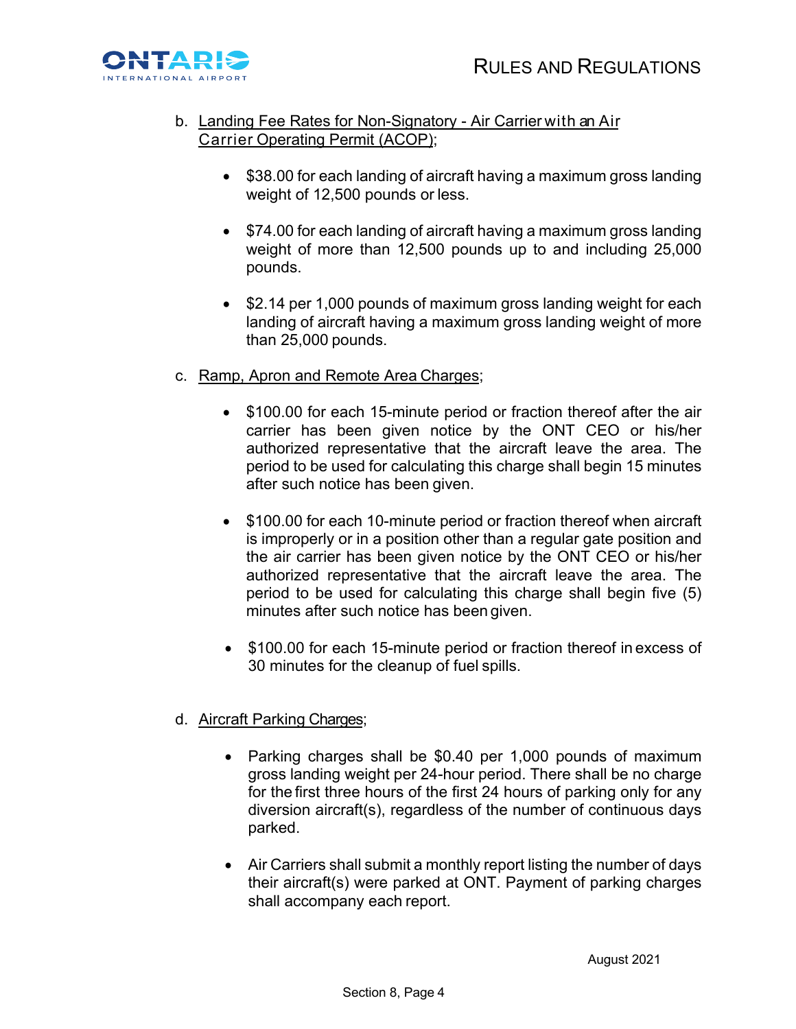b. <u>Landing Fee Rates for Non-Signatory - Air Carrier with an Air Carrier Operating Permit (ACOP)</u>;

- $38.00 for each landing of aircraft having a maximum gross landing weight of 12,500 pounds or less.
- $74.00 for each landing of aircraft having a maximum gross landing weight of more than 12,500 pounds up to and including 25,000 pounds.
- $2.14 per 1,000 pounds of maximum gross landing weight for each landing of aircraft having a maximum gross landing weight of more than 25,000 pounds.

c. <u>Ramp, Apron and Remote Area Charges</u>;

- $100.00 for each 15-minute period or fraction thereof after the air carrier has been given notice by the ONT CEO or his/her authorized representative that the aircraft leave the area. The period to be used for calculating this charge shall begin 15 minutes after such notice has been given.
- $100.00 for each 10-minute period or fraction thereof when aircraft is improperly or in a position other than a regular gate position and the air carrier has been given notice by the ONT CEO or his/her authorized representative that the aircraft leave the area. The period to be used for calculating this charge shall begin five (5) minutes after such notice has been given.
- $100.00 for each 15-minute period or fraction thereof in excess of 30 minutes for the cleanup of fuel spills.

d. <u>Aircraft Parking Charges</u>;

- Parking charges shall be $0.40 per 1,000 pounds of maximum gross landing weight per 24-hour period. There shall be no charge for the first three hours of the first 24 hours of parking only for any diversion aircraft(s), regardless of the number of continuous days parked.
- Air Carriers shall submit a monthly report listing the number of days their aircraft(s) were parked at ONT. Payment of parking charges shall accompany each report.

August 2021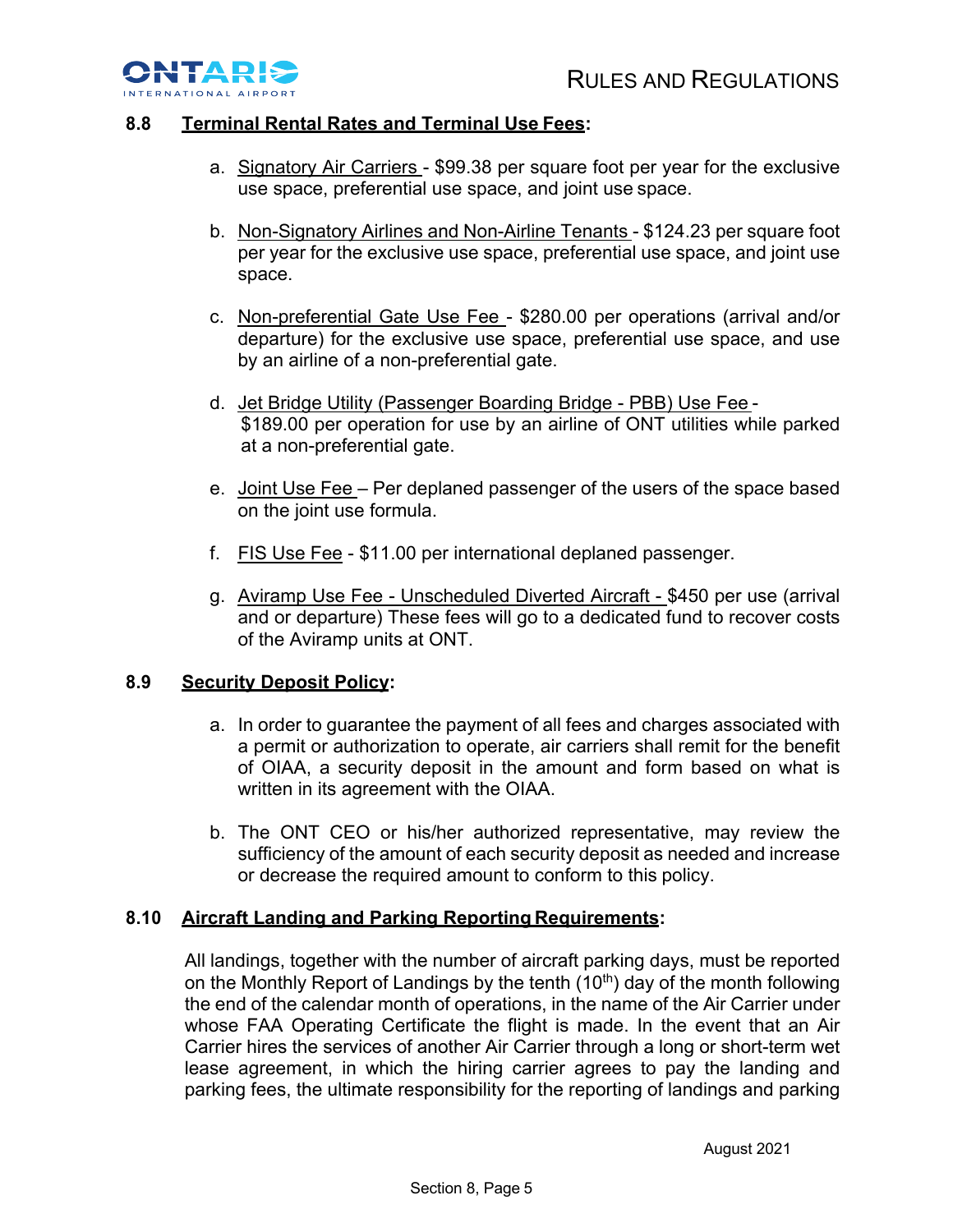### 8.8 **Terminal Rental Rates and Terminal Use Fees:**

a. Signatory Air Carriers - $99.38 per square foot per year for the exclusive use space, preferential use space, and joint use space.

b. Non-Signatory Airlines and Non-Airline Tenants - $124.23 per square foot per year for the exclusive use space, preferential use space, and joint use space.

c. Non-preferential Gate Use Fee - $280.00 per operations (arrival and/or departure) for the exclusive use space, preferential use space, and use by an airline of a non-preferential gate.

d. Jet Bridge Utility (Passenger Boarding Bridge - PBB) Use Fee - $189.00 per operation for use by an airline of ONT utilities while parked at a non-preferential gate.

e. Joint Use Fee – Per deplaned passenger of the users of the space based on the joint use formula.

f. FIS Use Fee - $11.00 per international deplaned passenger.

g. Aviramp Use Fee - Unscheduled Diverted Aircraft - $450 per use (arrival and or departure) These fees will go to a dedicated fund to recover costs of the Aviramp units at ONT.

### 8.9 **Security Deposit Policy:**

a. In order to guarantee the payment of all fees and charges associated with a permit or authorization to operate, air carriers shall remit for the benefit of OIAA, a security deposit in the amount and form based on what is written in its agreement with the OIAA.

b. The ONT CEO or his/her authorized representative, may review the sufficiency of the amount of each security deposit as needed and increase or decrease the required amount to conform to this policy.

### 8.10 **Aircraft Landing and Parking Reporting Requirements:**

All landings, together with the number of aircraft parking days, must be reported on the Monthly Report of Landings by the tenth (10th) day of the month following the end of the calendar month of operations, in the name of the Air Carrier under whose FAA Operating Certificate the flight is made. In the event that an Air Carrier hires the services of another Air Carrier through a long or short-term wet lease agreement, in which the hiring carrier agrees to pay the landing and parking fees, the ultimate responsibility for the reporting of landings and parking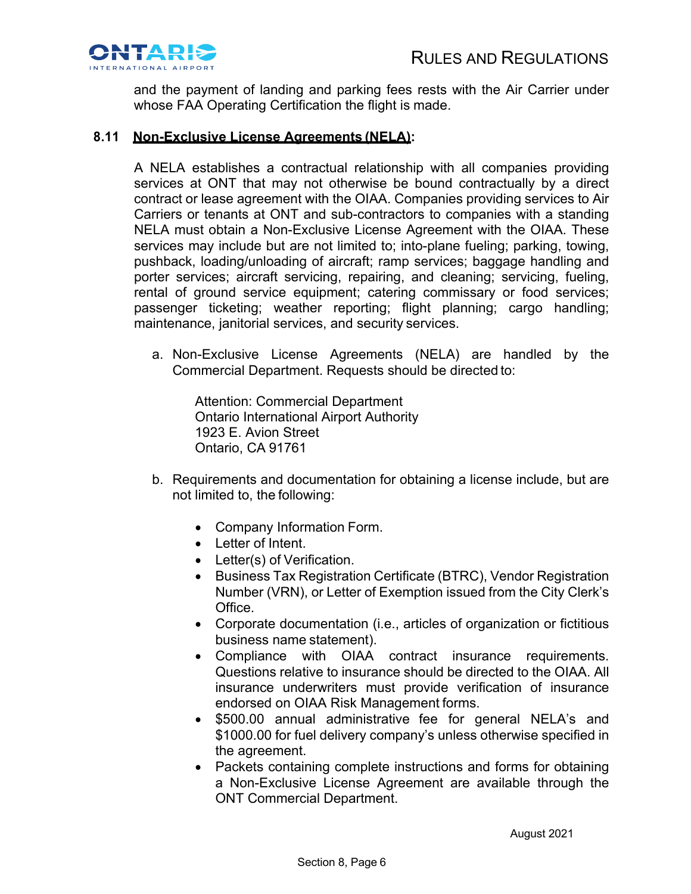and the payment of landing and parking fees rests with the Air Carrier under whose FAA Operating Certification the flight is made.

### 8.11 <u>Non-Exclusive License Agreements (NELA)</u>:

A NELA establishes a contractual relationship with all companies providing services at ONT that may not otherwise be bound contractually by a direct contract or lease agreement with the OIAA. Companies providing services to Air Carriers or tenants at ONT and sub-contractors to companies with a standing NELA must obtain a Non-Exclusive License Agreement with the OIAA. These services may include but are not limited to; into-plane fueling; parking, towing, pushback, loading/unloading of aircraft; ramp services; baggage handling and porter services; aircraft servicing, repairing, and cleaning; servicing, fueling, rental of ground service equipment; catering commissary or food services; passenger ticketing; weather reporting; flight planning; cargo handling; maintenance, janitorial services, and security services.

a. Non-Exclusive License Agreements (NELA) are handled by the Commercial Department. Requests should be directed to:

   Attention: Commercial Department
   Ontario International Airport Authority
   1923 E. Avion Street
   Ontario, CA 91761

b. Requirements and documentation for obtaining a license include, but are not limited to, the following:

   - Company Information Form.
   - Letter of Intent.
   - Letter(s) of Verification.
   - Business Tax Registration Certificate (BTRC), Vendor Registration Number (VRN), or Letter of Exemption issued from the City Clerk's Office.
   - Corporate documentation (i.e., articles of organization or fictitious business name statement).
   - Compliance with OIAA contract insurance requirements. Questions relative to insurance should be directed to the OIAA. All insurance underwriters must provide verification of insurance endorsed on OIAA Risk Management forms.
   - $500.00 annual administrative fee for general NELA's and $1000.00 for fuel delivery company's unless otherwise specified in the agreement.
   - Packets containing complete instructions and forms for obtaining a Non-Exclusive License Agreement are available through the ONT Commercial Department.

August 2021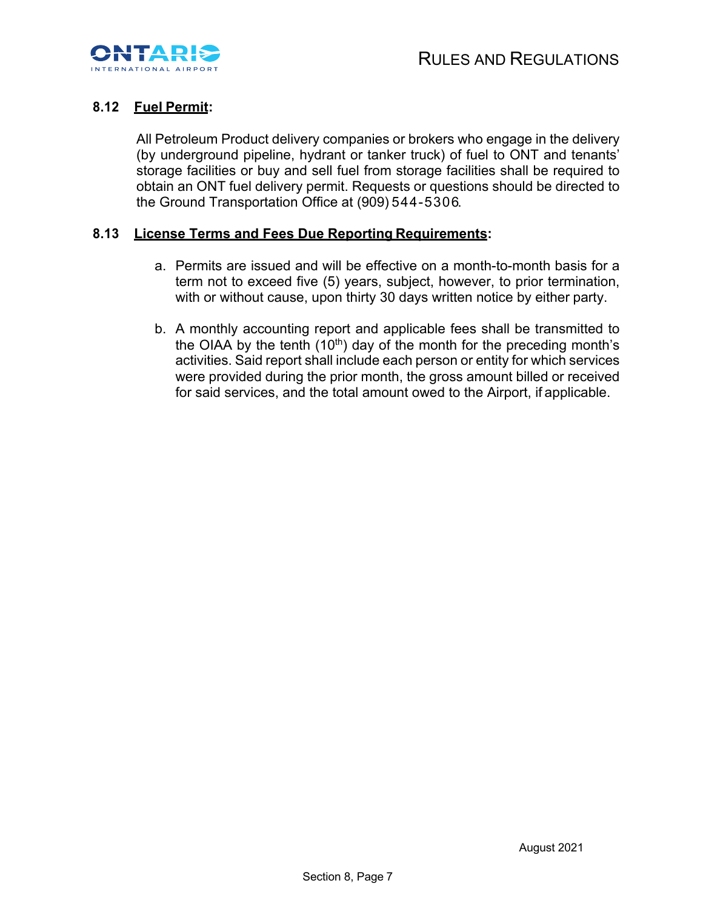### 8.12 <u>Fuel Permit</u>:

All Petroleum Product delivery companies or brokers who engage in the delivery (by underground pipeline, hydrant or tanker truck) of fuel to ONT and tenants' storage facilities or buy and sell fuel from storage facilities shall be required to obtain an ONT fuel delivery permit. Requests or questions should be directed to the Ground Transportation Office at (909) 544-5306.

### 8.13 <u>License Terms and Fees Due Reporting Requirements</u>:

a. Permits are issued and will be effective on a month-to-month basis for a term not to exceed five (5) years, subject, however, to prior termination, with or without cause, upon thirty 30 days written notice by either party.

b. A monthly accounting report and applicable fees shall be transmitted to the OIAA by the tenth ($10^{th}$) day of the month for the preceding month's activities. Said report shall include each person or entity for which services were provided during the prior month, the gross amount billed or received for said services, and the total amount owed to the Airport, if applicable.

August 2021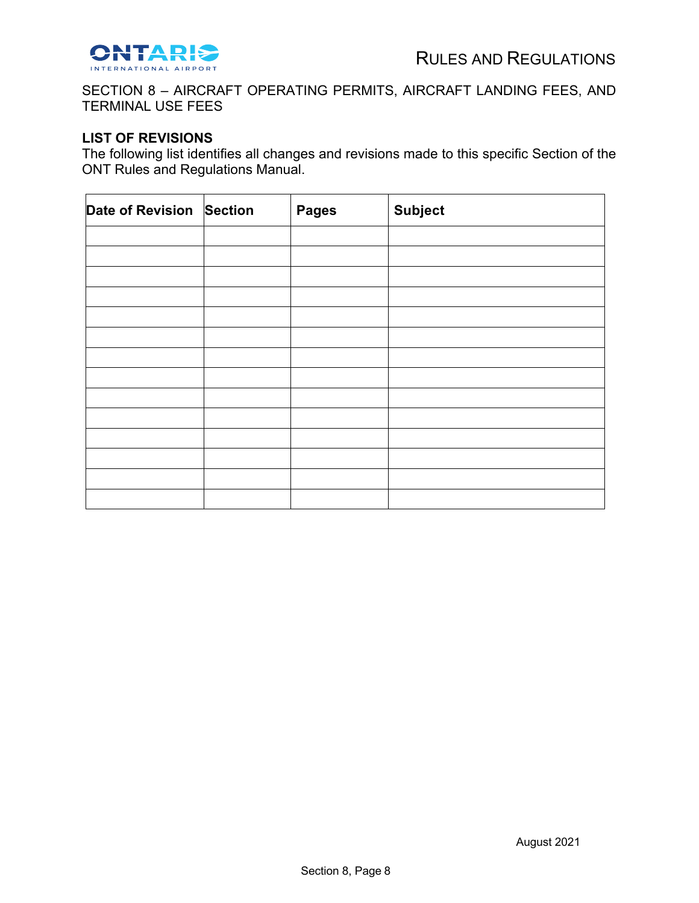SECTION 8 – AIRCRAFT OPERATING PERMITS, AIRCRAFT LANDING FEES, AND TERMINAL USE FEES

**LIST OF REVISIONS**

The following list identifies all changes and revisions made to this specific Section of the ONT Rules and Regulations Manual.

| Date of Revision | Section | Pages | Subject |
|---|---|---|---|
| | | | |
| | | | |
| | | | |
| | | | |
| | | | |
| | | | |
| | | | |
| | | | |
| | | | |
| | | | |
| | | | |
| | | | |
| | | | |
| | | | |

August 2021